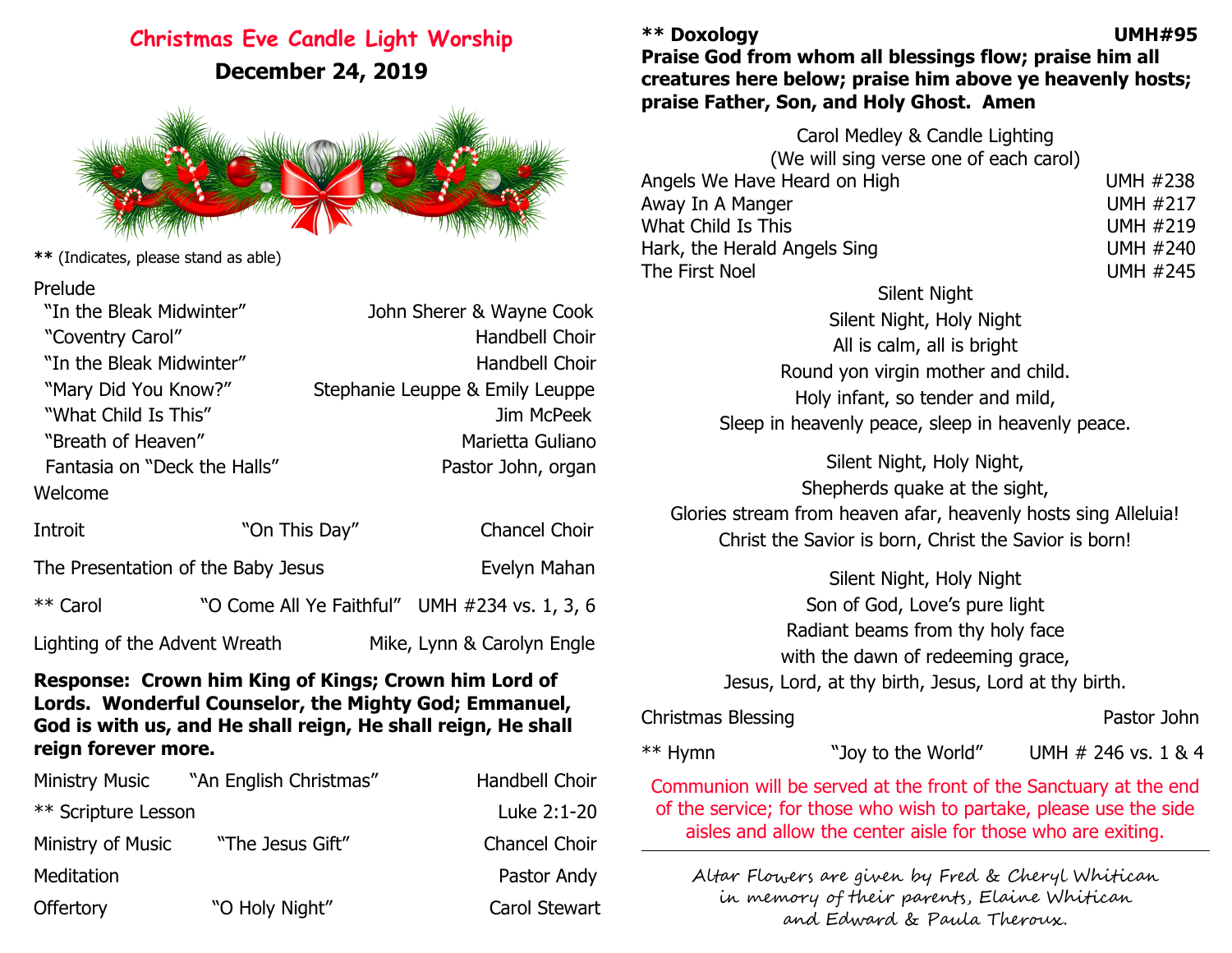# Christmas Eve Candle Light Worship

## December 24, 2019

**\*\*** (Indicates, please stand as able)

Prelude

| | |
|---|---|
| "In the Bleak Midwinter" | John Sherer & Wayne Cook |
| "Coventry Carol" | Handbell Choir |
| "In the Bleak Midwinter" | Handbell Choir |
| "Mary Did You Know?" | Stephanie Leuppe & Emily Leuppe |
| "What Child Is This" | Jim McPeek |
| "Breath of Heaven" | Marietta Guliano |
| Fantasia on "Deck the Halls" | Pastor John, organ |

Welcome

Introit — "On This Day" — Chancel Choir

The Presentation of the Baby Jesus — Evelyn Mahan

\*\* Carol — "O Come All Ye Faithful" — UMH #234 vs. 1, 3, 6

Lighting of the Advent Wreath — Mike, Lynn & Carolyn Engle

**Response: Crown him King of Kings; Crown him Lord of Lords. Wonderful Counselor, the Mighty God; Emmanuel, God is with us, and He shall reign, He shall reign, He shall reign forever more.**

Ministry Music — "An English Christmas" — Handbell Choir

\*\* Scripture Lesson — Luke 2:1-20

Ministry of Music — "The Jesus Gift" — Chancel Choir

Meditation — Pastor Andy

Offertory — "O Holy Night" — Carol Stewart

**\*\* Doxology — UMH#95**

**Praise God from whom all blessings flow; praise him all creatures here below; praise him above ye heavenly hosts; praise Father, Son, and Holy Ghost. Amen**

Carol Medley & Candle Lighting
(We will sing verse one of each carol)

| | |
|---|---|
| Angels We Have Heard on High | UMH #238 |
| Away In A Manger | UMH #217 |
| What Child Is This | UMH #219 |
| Hark, the Herald Angels Sing | UMH #240 |
| The First Noel | UMH #245 |

Silent Night

Silent Night, Holy Night
All is calm, all is bright
Round yon virgin mother and child.
Holy infant, so tender and mild,
Sleep in heavenly peace, sleep in heavenly peace.

Silent Night, Holy Night,
Shepherds quake at the sight,
Glories stream from heaven afar, heavenly hosts sing Alleluia!
Christ the Savior is born, Christ the Savior is born!

Silent Night, Holy Night
Son of God, Love's pure light
Radiant beams from thy holy face
with the dawn of redeeming grace,
Jesus, Lord, at thy birth, Jesus, Lord at thy birth.

Christmas Blessing — Pastor John

\*\* Hymn — "Joy to the World" — UMH # 246 vs. 1 & 4

Communion will be served at the front of the Sanctuary at the end of the service; for those who wish to partake, please use the side aisles and allow the center aisle for those who are exiting.

---

*Altar Flowers are given by Fred & Cheryl Whitican in memory of their parents, Elaine Whitican and Edward & Paula Theroux.*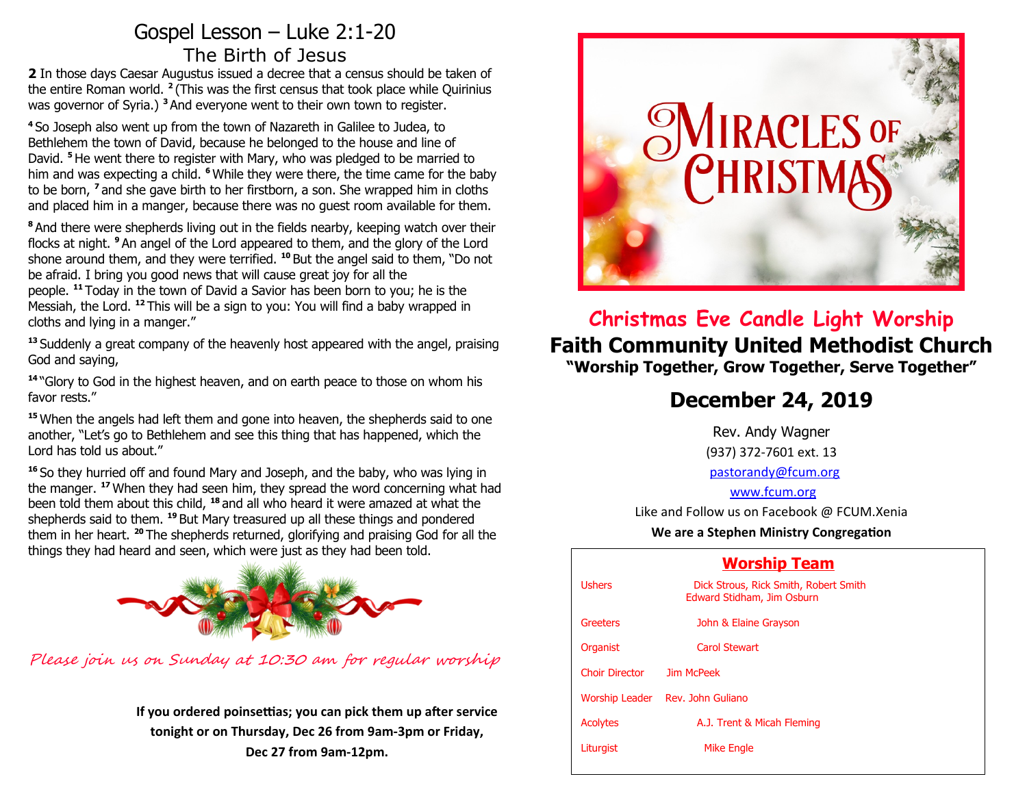# Gospel Lesson – Luke 2:1-20

## The Birth of Jesus

**2** In those days Caesar Augustus issued a decree that a census should be taken of the entire Roman world. [2] (This was the first census that took place while Quirinius was governor of Syria.) [3] And everyone went to their own town to register.

[4] So Joseph also went up from the town of Nazareth in Galilee to Judea, to Bethlehem the town of David, because he belonged to the house and line of David. [5] He went there to register with Mary, who was pledged to be married to him and was expecting a child. [6] While they were there, the time came for the baby to be born, [7] and she gave birth to her firstborn, a son. She wrapped him in cloths and placed him in a manger, because there was no guest room available for them.

[8] And there were shepherds living out in the fields nearby, keeping watch over their flocks at night. [9] An angel of the Lord appeared to them, and the glory of the Lord shone around them, and they were terrified. [10] But the angel said to them, "Do not be afraid. I bring you good news that will cause great joy for all the people. [11] Today in the town of David a Savior has been born to you; he is the Messiah, the Lord. [12] This will be a sign to you: You will find a baby wrapped in cloths and lying in a manger."

[13] Suddenly a great company of the heavenly host appeared with the angel, praising God and saying,

[14] "Glory to God in the highest heaven, and on earth peace to those on whom his favor rests."

[15] When the angels had left them and gone into heaven, the shepherds said to one another, "Let's go to Bethlehem and see this thing that has happened, which the Lord has told us about."

[16] So they hurried off and found Mary and Joseph, and the baby, who was lying in the manger. [17] When they had seen him, they spread the word concerning what had been told them about this child, [18] and all who heard it were amazed at what the shepherds said to them. [19] But Mary treasured up all these things and pondered them in her heart. [20] The shepherds returned, glorifying and praising God for all the things they had heard and seen, which were just as they had been told.

*Please join us on Sunday at 10:30 am for regular worship*

**If you ordered poinsettias; you can pick them up after service tonight or on Thursday, Dec 26 from 9am-3pm or Friday, Dec 27 from 9am-12pm.**

# Miracles of Christmas

## Christmas Eve Candle Light Worship

## Faith Community United Methodist Church

**"Worship Together, Grow Together, Serve Together"**

## December 24, 2019

Rev. Andy Wagner
(937) 372-7601 ext. 13
pastorandy@fcum.org
www.fcum.org
Like and Follow us on Facebook @ FCUM.Xenia
**We are a Stephen Ministry Congregation**

### Worship Team

| | |
|---|---|
| Ushers | Dick Strous, Rick Smith, Robert Smith, Edward Stidham, Jim Osburn |
| Greeters | John & Elaine Grayson |
| Organist | Carol Stewart |
| Choir Director | Jim McPeek |
| Worship Leader | Rev. John Guliano |
| Acolytes | A.J. Trent & Micah Fleming |
| Liturgist | Mike Engle |